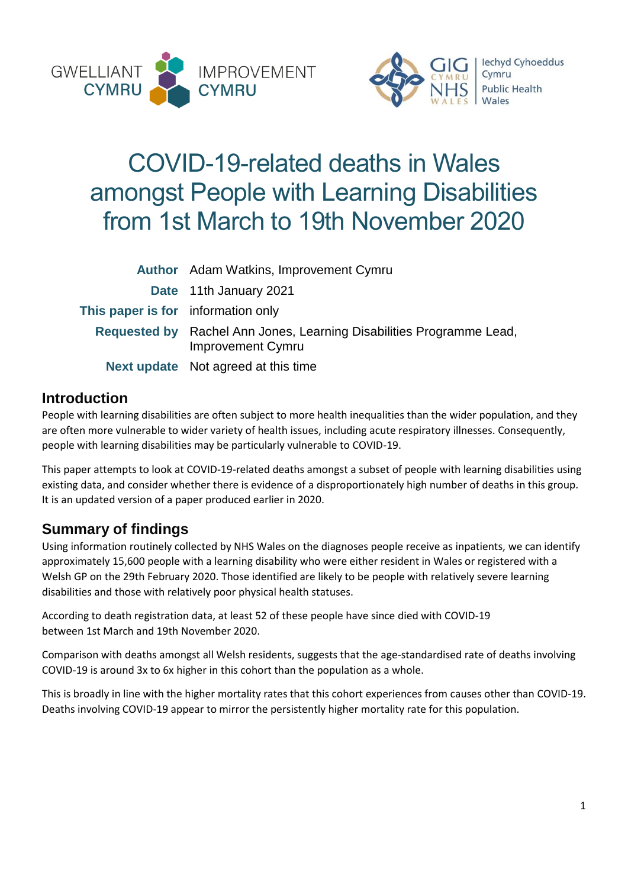GWELLIANT CYMRU IMPROVEMENT CYMRU

GIG CYMRU NHS WALES | Iechyd Cyhoeddus Cymru Public Health Wales

# COVID-19-related deaths in Wales amongst People with Learning Disabilities from 1st March to 19th November 2020

| | |
|---|---|
| **Author** | Adam Watkins, Improvement Cymru |
| **Date** | 11th January 2021 |
| **This paper is for** | information only |
| **Requested by** | Rachel Ann Jones, Learning Disabilities Programme Lead, Improvement Cymru |
| **Next update** | Not agreed at this time |

## Introduction

People with learning disabilities are often subject to more health inequalities than the wider population, and they are often more vulnerable to wider variety of health issues, including acute respiratory illnesses. Consequently, people with learning disabilities may be particularly vulnerable to COVID-19.

This paper attempts to look at COVID-19-related deaths amongst a subset of people with learning disabilities using existing data, and consider whether there is evidence of a disproportionately high number of deaths in this group. It is an updated version of a paper produced earlier in 2020.

## Summary of findings

Using information routinely collected by NHS Wales on the diagnoses people receive as inpatients, we can identify approximately 15,600 people with a learning disability who were either resident in Wales or registered with a Welsh GP on the 29th February 2020. Those identified are likely to be people with relatively severe learning disabilities and those with relatively poor physical health statuses.

According to death registration data, at least 52 of these people have since died with COVID-19 between 1st March and 19th November 2020.

Comparison with deaths amongst all Welsh residents, suggests that the age-standardised rate of deaths involving COVID-19 is around 3x to 6x higher in this cohort than the population as a whole.

This is broadly in line with the higher mortality rates that this cohort experiences from causes other than COVID-19. Deaths involving COVID-19 appear to mirror the persistently higher mortality rate for this population.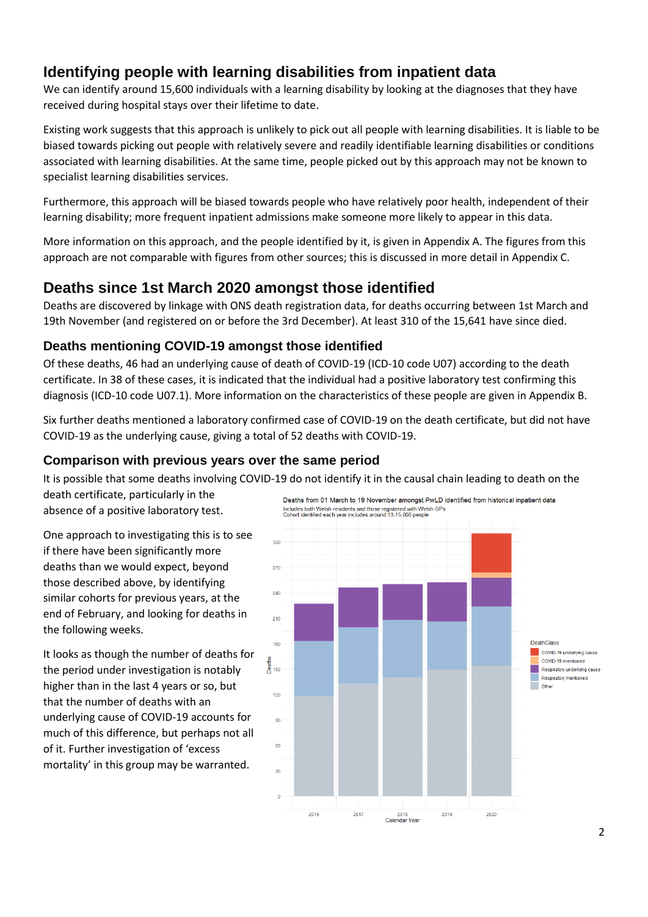## Identifying people with learning disabilities from inpatient data

We can identify around 15,600 individuals with a learning disability by looking at the diagnoses that they have received during hospital stays over their lifetime to date.

Existing work suggests that this approach is unlikely to pick out all people with learning disabilities. It is liable to be biased towards picking out people with relatively severe and readily identifiable learning disabilities or conditions associated with learning disabilities. At the same time, people picked out by this approach may not be known to specialist learning disabilities services.

Furthermore, this approach will be biased towards people who have relatively poor health, independent of their learning disability; more frequent inpatient admissions make someone more likely to appear in this data.

More information on this approach, and the people identified by it, is given in Appendix A. The figures from this approach are not comparable with figures from other sources; this is discussed in more detail in Appendix C.

## Deaths since 1st March 2020 amongst those identified

Deaths are discovered by linkage with ONS death registration data, for deaths occurring between 1st March and 19th November (and registered on or before the 3rd December). At least 310 of the 15,641 have since died.

### Deaths mentioning COVID-19 amongst those identified

Of these deaths, 46 had an underlying cause of death of COVID-19 (ICD-10 code U07) according to the death certificate. In 38 of these cases, it is indicated that the individual had a positive laboratory test confirming this diagnosis (ICD-10 code U07.1). More information on the characteristics of these people are given in Appendix B.

Six further deaths mentioned a laboratory confirmed case of COVID-19 on the death certificate, but did not have COVID-19 as the underlying cause, giving a total of 52 deaths with COVID-19.

### Comparison with previous years over the same period

It is possible that some deaths involving COVID-19 do not identify it in the causal chain leading to death on the death certificate, particularly in the absence of a positive laboratory test.

One approach to investigating this is to see if there have been significantly more deaths than we would expect, beyond those described above, by identifying similar cohorts for previous years, at the end of February, and looking for deaths in the following weeks.

It looks as though the number of deaths for the period under investigation is notably higher than in the last 4 years or so, but that the number of deaths with an underlying cause of COVID-19 accounts for much of this difference, but perhaps not all of it. Further investigation of 'excess mortality' in this group may be warranted.

Deaths from 01 March to 19 November amongst PwLD identified from historical inpatient data
Includes both Welsh residents and those registered with Welsh GPs
Cohort identified each year includes around 13-15,000 people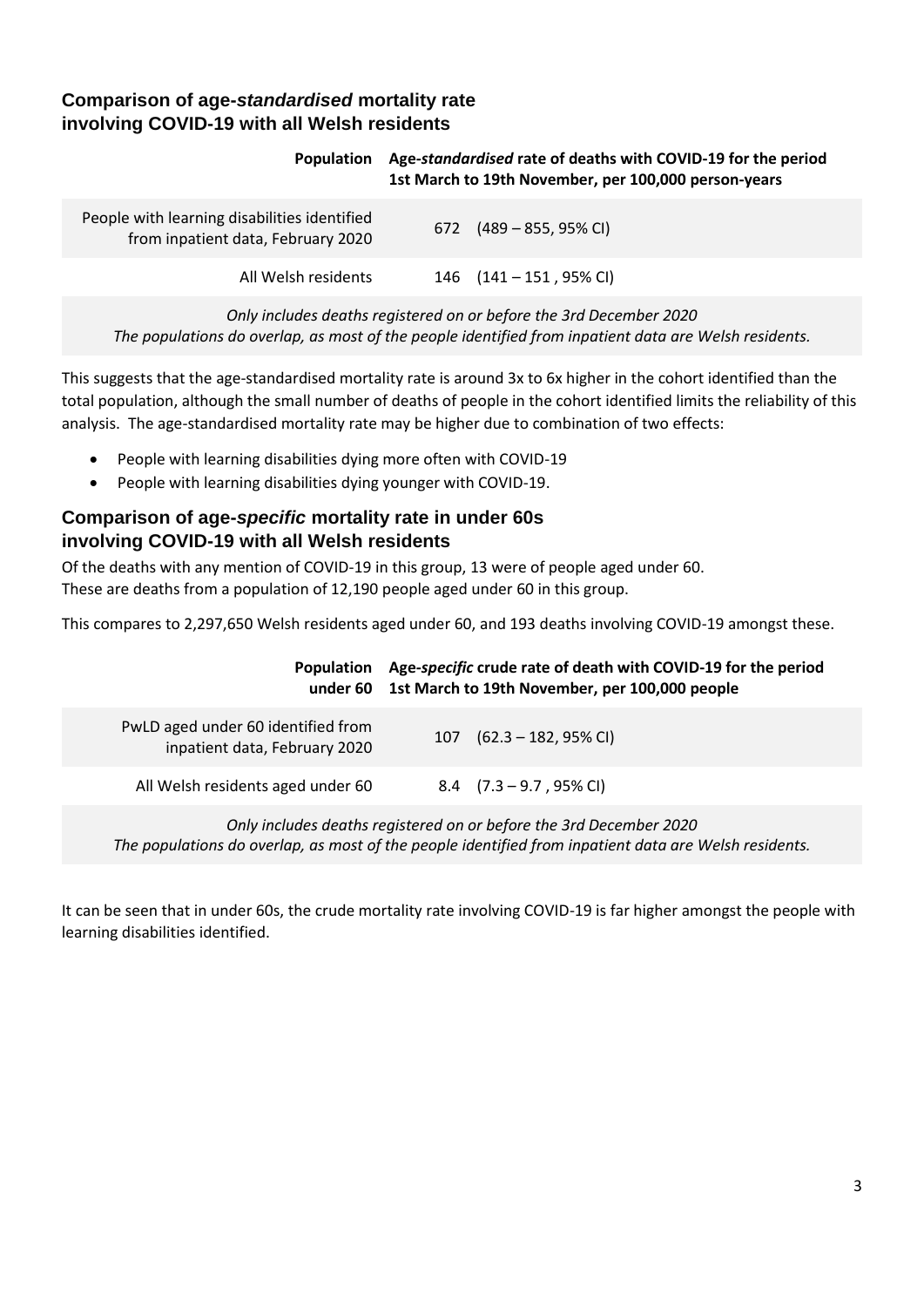## Comparison of age-*standardised* mortality rate involving COVID-19 with all Welsh residents

| Population | Age-*standardised* rate of deaths with COVID-19 for the period 1st March to 19th November, per 100,000 person-years |
|---|---|
| People with learning disabilities identified from inpatient data, February 2020 | 672 (489 – 855, 95% CI) |
| All Welsh residents | 146 (141 – 151 , 95% CI) |

*Only includes deaths registered on or before the 3rd December 2020*
*The populations do overlap, as most of the people identified from inpatient data are Welsh residents.*

This suggests that the age-standardised mortality rate is around 3x to 6x higher in the cohort identified than the total population, although the small number of deaths of people in the cohort identified limits the reliability of this analysis. The age-standardised mortality rate may be higher due to combination of two effects:

- People with learning disabilities dying more often with COVID-19
- People with learning disabilities dying younger with COVID-19.

## Comparison of age-*specific* mortality rate in under 60s involving COVID-19 with all Welsh residents

Of the deaths with any mention of COVID-19 in this group, 13 were of people aged under 60.
These are deaths from a population of 12,190 people aged under 60 in this group.

This compares to 2,297,650 Welsh residents aged under 60, and 193 deaths involving COVID-19 amongst these.

| Population under 60 | Age-*specific* crude rate of death with COVID-19 for the period 1st March to 19th November, per 100,000 people |
|---|---|
| PwLD aged under 60 identified from inpatient data, February 2020 | 107 (62.3 – 182, 95% CI) |
| All Welsh residents aged under 60 | 8.4 (7.3 – 9.7 , 95% CI) |

*Only includes deaths registered on or before the 3rd December 2020*
*The populations do overlap, as most of the people identified from inpatient data are Welsh residents.*

It can be seen that in under 60s, the crude mortality rate involving COVID-19 is far higher amongst the people with learning disabilities identified.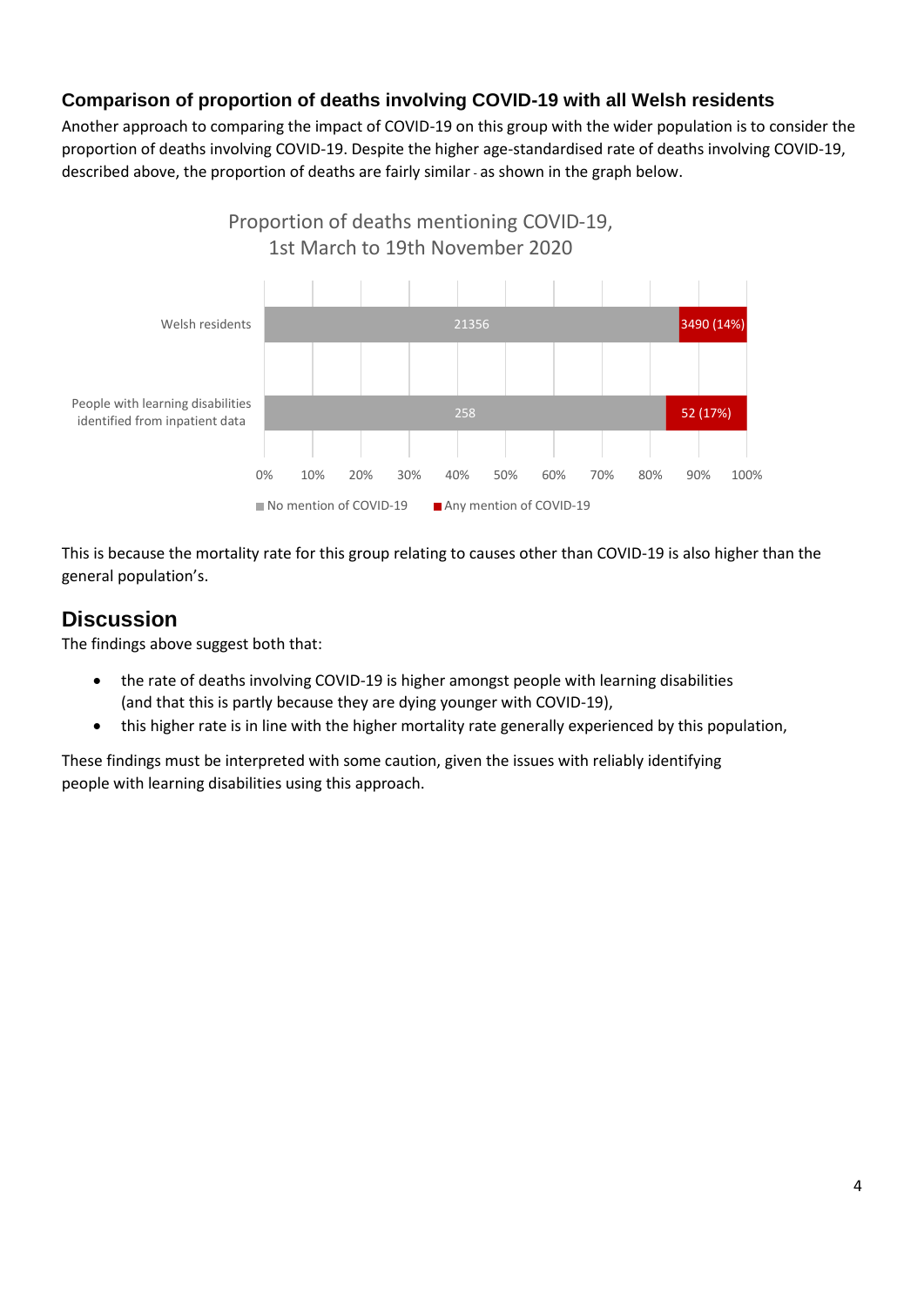### Comparison of proportion of deaths involving COVID-19 with all Welsh residents

Another approach to comparing the impact of COVID-19 on this group with the wider population is to consider the proportion of deaths involving COVID-19. Despite the higher age-standardised rate of deaths involving COVID-19, described above, the proportion of deaths are fairly similar - as shown in the graph below.

Proportion of deaths mentioning COVID-19, 1st March to 19th November 2020

| | No mention of COVID-19 | Any mention of COVID-19 |
|---|---|---|
| Welsh residents | 21356 | 3490 (14%) |
| People with learning disabilities identified from inpatient data | 258 | 52 (17%) |

This is because the mortality rate for this group relating to causes other than COVID-19 is also higher than the general population's.

## Discussion

The findings above suggest both that:

- the rate of deaths involving COVID-19 is higher amongst people with learning disabilities (and that this is partly because they are dying younger with COVID-19),
- this higher rate is in line with the higher mortality rate generally experienced by this population,

These findings must be interpreted with some caution, given the issues with reliably identifying people with learning disabilities using this approach.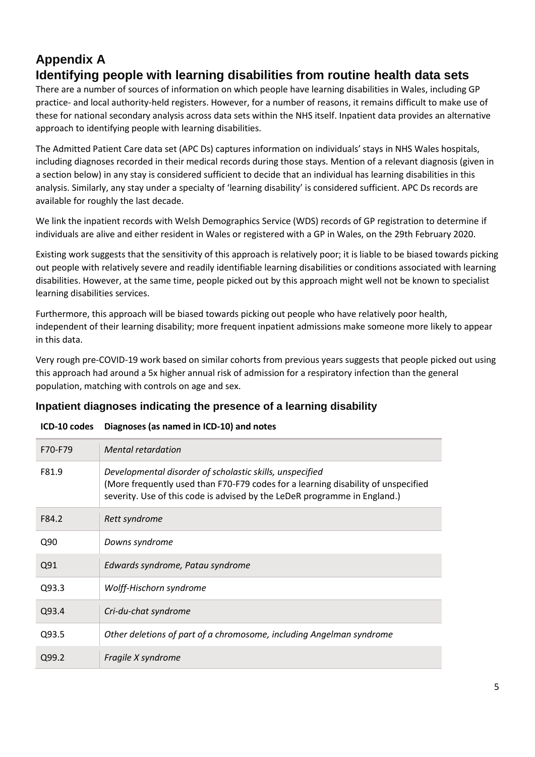# Appendix A

# Identifying people with learning disabilities from routine health data sets

There are a number of sources of information on which people have learning disabilities in Wales, including GP practice- and local authority-held registers. However, for a number of reasons, it remains difficult to make use of these for national secondary analysis across data sets within the NHS itself. Inpatient data provides an alternative approach to identifying people with learning disabilities.

The Admitted Patient Care data set (APC Ds) captures information on individuals' stays in NHS Wales hospitals, including diagnoses recorded in their medical records during those stays. Mention of a relevant diagnosis (given in a section below) in any stay is considered sufficient to decide that an individual has learning disabilities in this analysis. Similarly, any stay under a specialty of 'learning disability' is considered sufficient. APC Ds records are available for roughly the last decade.

We link the inpatient records with Welsh Demographics Service (WDS) records of GP registration to determine if individuals are alive and either resident in Wales or registered with a GP in Wales, on the 29th February 2020.

Existing work suggests that the sensitivity of this approach is relatively poor; it is liable to be biased towards picking out people with relatively severe and readily identifiable learning disabilities or conditions associated with learning disabilities. However, at the same time, people picked out by this approach might well not be known to specialist learning disabilities services.

Furthermore, this approach will be biased towards picking out people who have relatively poor health, independent of their learning disability; more frequent inpatient admissions make someone more likely to appear in this data.

Very rough pre-COVID-19 work based on similar cohorts from previous years suggests that people picked out using this approach had around a 5x higher annual risk of admission for a respiratory infection than the general population, matching with controls on age and sex.

## Inpatient diagnoses indicating the presence of a learning disability

| ICD-10 codes | Diagnoses (as named in ICD-10) and notes |
|---|---|
| F70-F79 | *Mental retardation* |
| F81.9 | *Developmental disorder of scholastic skills, unspecified* (More frequently used than F70-F79 codes for a learning disability of unspecified severity. Use of this code is advised by the LeDeR programme in England.) |
| F84.2 | *Rett syndrome* |
| Q90 | *Downs syndrome* |
| Q91 | *Edwards syndrome, Patau syndrome* |
| Q93.3 | *Wolff-Hischorn syndrome* |
| Q93.4 | *Cri-du-chat syndrome* |
| Q93.5 | *Other deletions of part of a chromosome, including Angelman syndrome* |
| Q99.2 | *Fragile X syndrome* |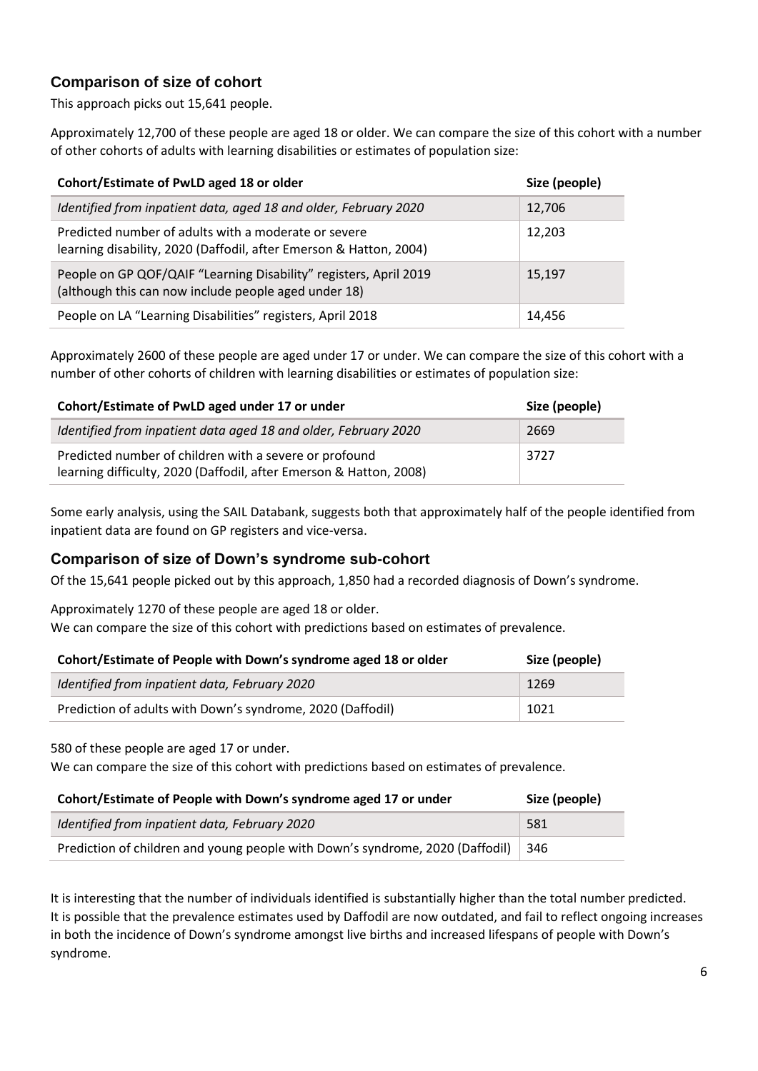## Comparison of size of cohort

This approach picks out 15,641 people.

Approximately 12,700 of these people are aged 18 or older. We can compare the size of this cohort with a number of other cohorts of adults with learning disabilities or estimates of population size:

| Cohort/Estimate of PwLD aged 18 or older | Size (people) |
|---|---|
| *Identified from inpatient data, aged 18 and older, February 2020* | 12,706 |
| Predicted number of adults with a moderate or severe learning disability, 2020 (Daffodil, after Emerson & Hatton, 2004) | 12,203 |
| People on GP QOF/QAIF "Learning Disability" registers, April 2019 (although this can now include people aged under 18) | 15,197 |
| People on LA "Learning Disabilities" registers, April 2018 | 14,456 |

Approximately 2600 of these people are aged under 17 or under. We can compare the size of this cohort with a number of other cohorts of children with learning disabilities or estimates of population size:

| Cohort/Estimate of PwLD aged under 17 or under | Size (people) |
|---|---|
| *Identified from inpatient data aged 18 and older, February 2020* | 2669 |
| Predicted number of children with a severe or profound learning difficulty, 2020 (Daffodil, after Emerson & Hatton, 2008) | 3727 |

Some early analysis, using the SAIL Databank, suggests both that approximately half of the people identified from inpatient data are found on GP registers and vice-versa.

## Comparison of size of Down's syndrome sub-cohort

Of the 15,641 people picked out by this approach, 1,850 had a recorded diagnosis of Down's syndrome.

Approximately 1270 of these people are aged 18 or older.
We can compare the size of this cohort with predictions based on estimates of prevalence.

| Cohort/Estimate of People with Down's syndrome aged 18 or older | Size (people) |
|---|---|
| *Identified from inpatient data, February 2020* | 1269 |
| Prediction of adults with Down's syndrome, 2020 (Daffodil) | 1021 |

580 of these people are aged 17 or under.
We can compare the size of this cohort with predictions based on estimates of prevalence.

| Cohort/Estimate of People with Down's syndrome aged 17 or under | Size (people) |
|---|---|
| *Identified from inpatient data, February 2020* | 581 |
| Prediction of children and young people with Down's syndrome, 2020 (Daffodil) | 346 |

It is interesting that the number of individuals identified is substantially higher than the total number predicted. It is possible that the prevalence estimates used by Daffodil are now outdated, and fail to reflect ongoing increases in both the incidence of Down's syndrome amongst live births and increased lifespans of people with Down's syndrome.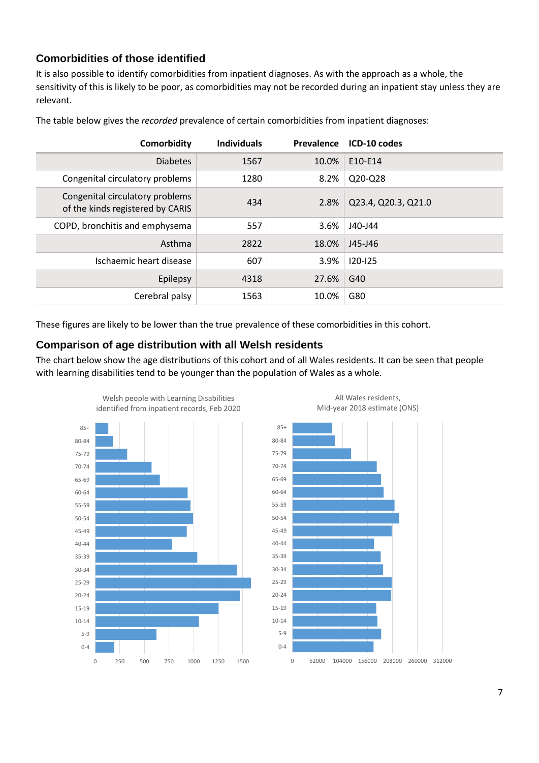## Comorbidities of those identified

It is also possible to identify comorbidities from inpatient diagnoses. As with the approach as a whole, the sensitivity of this is likely to be poor, as comorbidities may not be recorded during an inpatient stay unless they are relevant.

The table below gives the *recorded* prevalence of certain comorbidities from inpatient diagnoses:

| Comorbidity | Individuals | Prevalence | ICD-10 codes |
|---|---|---|---|
| Diabetes | 1567 | 10.0% | E10-E14 |
| Congenital circulatory problems | 1280 | 8.2% | Q20-Q28 |
| Congenital circulatory problems of the kinds registered by CARIS | 434 | 2.8% | Q23.4, Q20.3, Q21.0 |
| COPD, bronchitis and emphysema | 557 | 3.6% | J40-J44 |
| Asthma | 2822 | 18.0% | J45-J46 |
| Ischaemic heart disease | 607 | 3.9% | I20-I25 |
| Epilepsy | 4318 | 27.6% | G40 |
| Cerebral palsy | 1563 | 10.0% | G80 |

These figures are likely to be lower than the true prevalence of these comorbidities in this cohort.

## Comparison of age distribution with all Welsh residents

The chart below show the age distributions of this cohort and of all Wales residents. It can be seen that people with learning disabilities tend to be younger than the population of Wales as a whole.

Welsh people with Learning Disabilities identified from inpatient records, Feb 2020

All Wales residents, Mid-year 2018 estimate (ONS)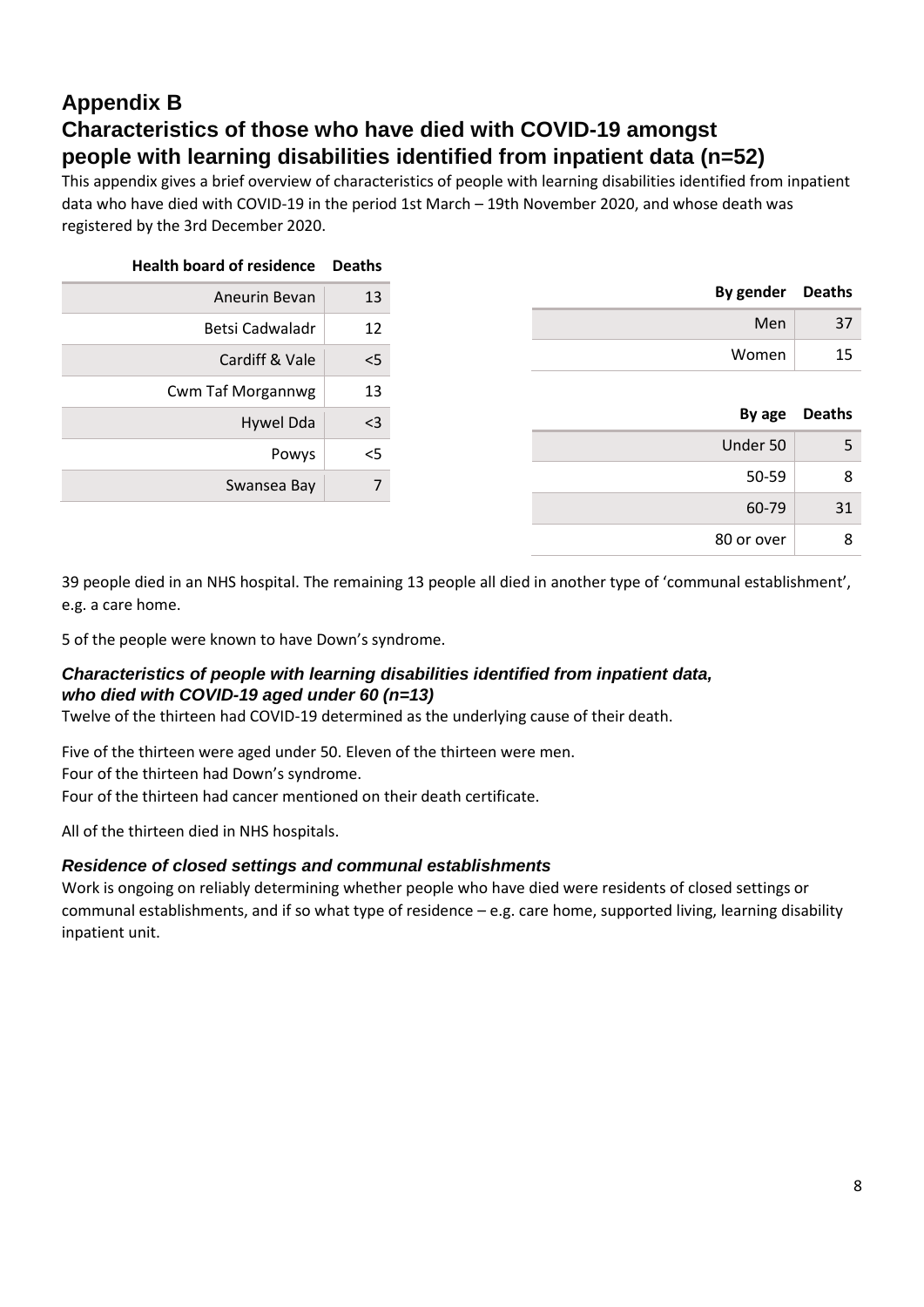## Appendix B

## Characteristics of those who have died with COVID-19 amongst people with learning disabilities identified from inpatient data (n=52)

This appendix gives a brief overview of characteristics of people with learning disabilities identified from inpatient data who have died with COVID-19 in the period 1st March – 19th November 2020, and whose death was registered by the 3rd December 2020.

| Health board of residence | Deaths |
|---|---|
| Aneurin Bevan | 13 |
| Betsi Cadwaladr | 12 |
| Cardiff & Vale | <5 |
| Cwm Taf Morgannwg | 13 |
| Hywel Dda | <3 |
| Powys | <5 |
| Swansea Bay | 7 |

| By gender | Deaths |
|---|---|
| Men | 37 |
| Women | 15 |

| By age | Deaths |
|---|---|
| Under 50 | 5 |
| 50-59 | 8 |
| 60-79 | 31 |
| 80 or over | 8 |

39 people died in an NHS hospital. The remaining 13 people all died in another type of 'communal establishment', e.g. a care home.

5 of the people were known to have Down's syndrome.

### *Characteristics of people with learning disabilities identified from inpatient data, who died with COVID-19 aged under 60 (n=13)*

Twelve of the thirteen had COVID-19 determined as the underlying cause of their death.

Five of the thirteen were aged under 50. Eleven of the thirteen were men.
Four of the thirteen had Down's syndrome.
Four of the thirteen had cancer mentioned on their death certificate.

All of the thirteen died in NHS hospitals.

### *Residence of closed settings and communal establishments*

Work is ongoing on reliably determining whether people who have died were residents of closed settings or communal establishments, and if so what type of residence – e.g. care home, supported living, learning disability inpatient unit.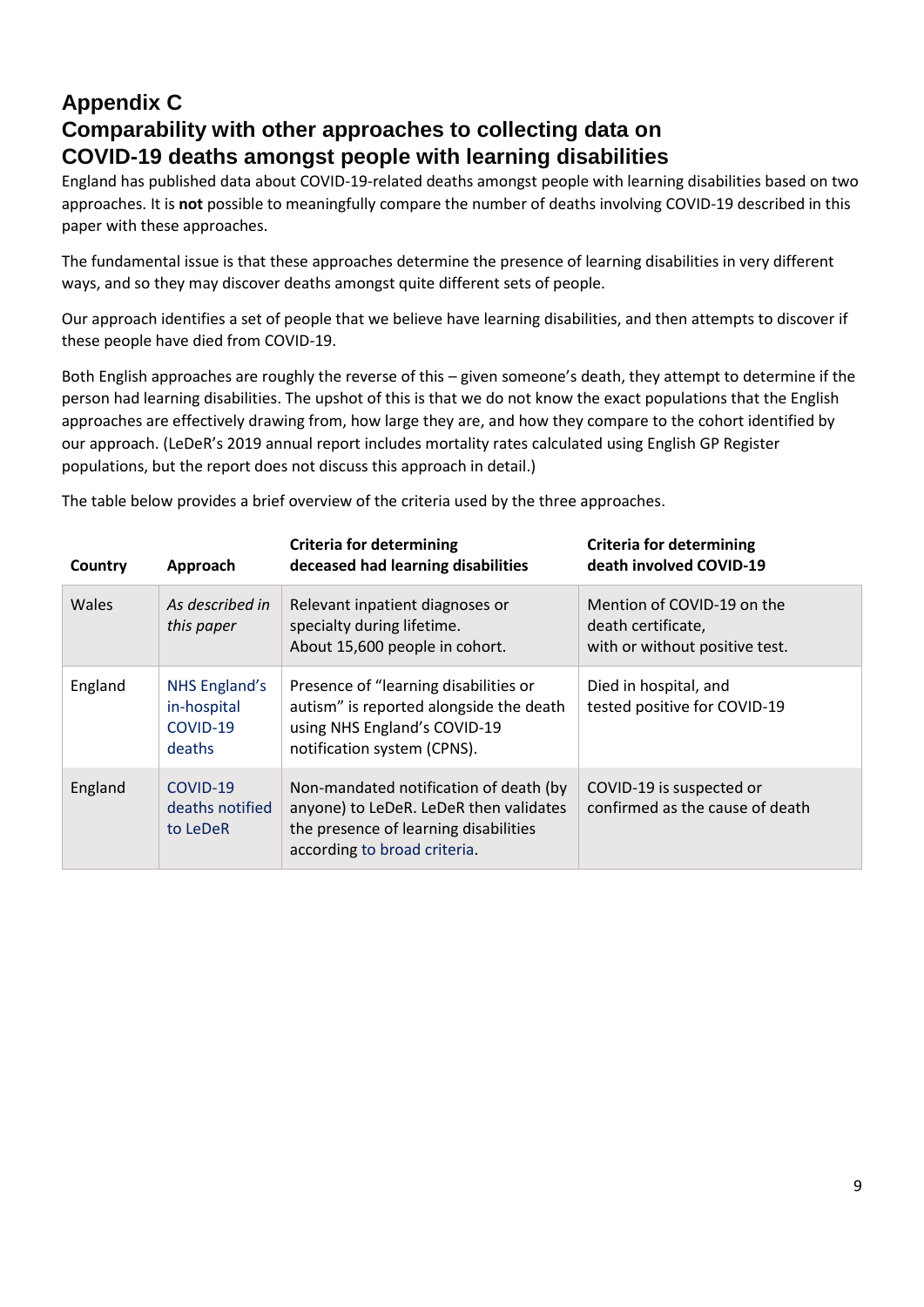# Appendix C

## Comparability with other approaches to collecting data on COVID-19 deaths amongst people with learning disabilities

England has published data about COVID-19-related deaths amongst people with learning disabilities based on two approaches. It is **not** possible to meaningfully compare the number of deaths involving COVID-19 described in this paper with these approaches.

The fundamental issue is that these approaches determine the presence of learning disabilities in very different ways, and so they may discover deaths amongst quite different sets of people.

Our approach identifies a set of people that we believe have learning disabilities, and then attempts to discover if these people have died from COVID-19.

Both English approaches are roughly the reverse of this – given someone's death, they attempt to determine if the person had learning disabilities. The upshot of this is that we do not know the exact populations that the English approaches are effectively drawing from, how large they are, and how they compare to the cohort identified by our approach. (LeDeR's 2019 annual report includes mortality rates calculated using English GP Register populations, but the report does not discuss this approach in detail.)

The table below provides a brief overview of the criteria used by the three approaches.

| Country | Approach | Criteria for determining deceased had learning disabilities | Criteria for determining death involved COVID-19 |
|---|---|---|---|
| Wales | *As described in this paper* | Relevant inpatient diagnoses or specialty during lifetime.<br>About 15,600 people in cohort. | Mention of COVID-19 on the death certificate,<br>with or without positive test. |
| England | NHS England's in-hospital COVID-19 deaths | Presence of "learning disabilities or autism" is reported alongside the death using NHS England's COVID-19 notification system (CPNS). | Died in hospital, and tested positive for COVID-19 |
| England | COVID-19 deaths notified to LeDeR | Non-mandated notification of death (by anyone) to LeDeR. LeDeR then validates the presence of learning disabilities according to broad criteria. | COVID-19 is suspected or confirmed as the cause of death |